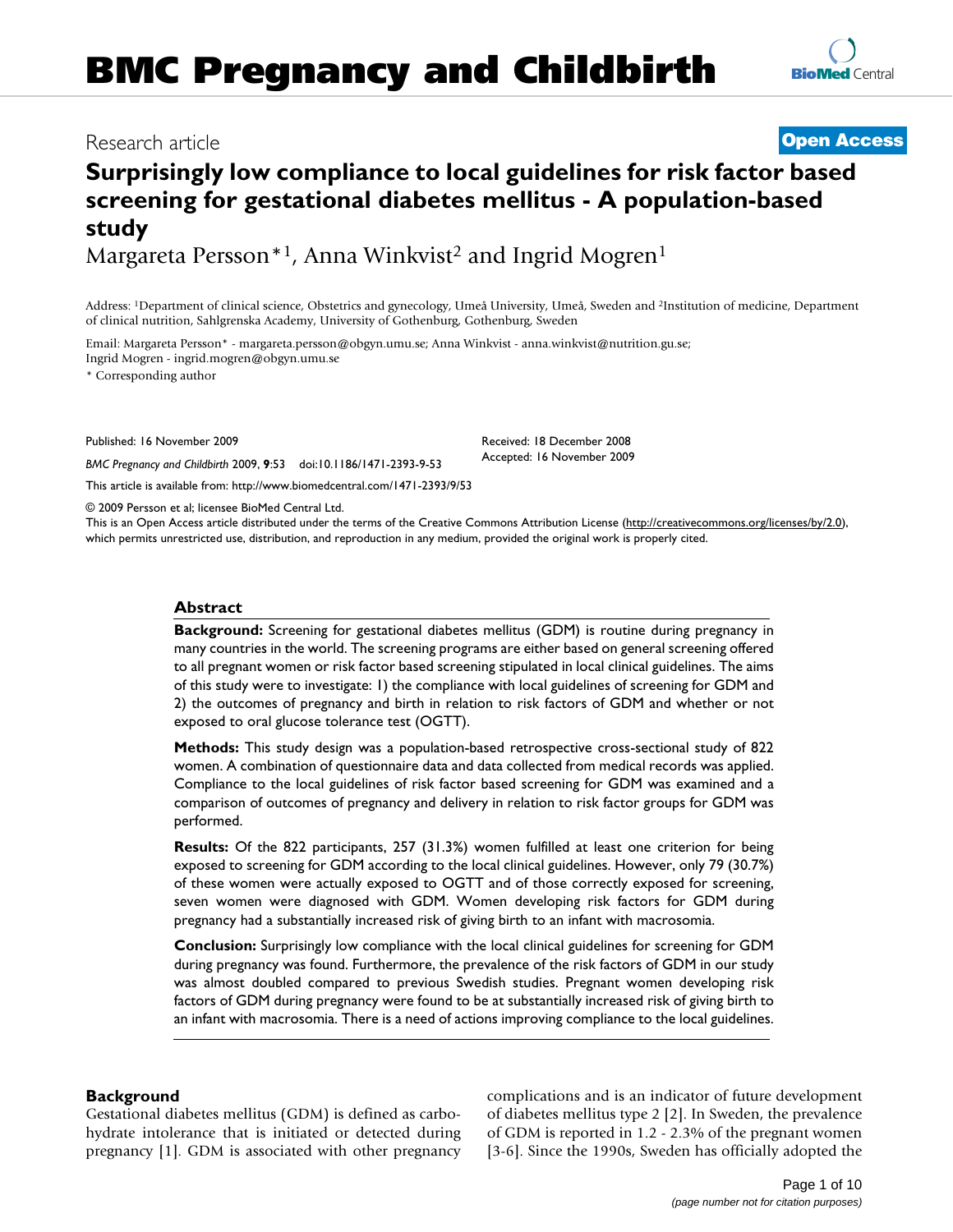Research article

**Open Access**

# Surprisingly low compliance to local guidelines for risk factor based screening for gestational diabetes mellitus - A population-based study

Margareta Persson*[1], Anna Winkvist[2] and Ingrid Mogren[1]

Address: [1]Department of clinical science, Obstetrics and gynecology, Umeå University, Umeå, Sweden and [2]Institution of medicine, Department of clinical nutrition, Sahlgrenska Academy, University of Gothenburg, Gothenburg, Sweden

Email: Margareta Persson* - margareta.persson@obgyn.umu.se; Anna Winkvist - anna.winkvist@nutrition.gu.se; Ingrid Mogren - ingrid.mogren@obgyn.umu.se

\* Corresponding author

Published: 16 November 2009

*BMC Pregnancy and Childbirth* 2009, **9**:53 doi:10.1186/1471-2393-9-53

Received: 18 December 2008
Accepted: 16 November 2009

This article is available from: http://www.biomedcentral.com/1471-2393/9/53

© 2009 Persson et al; licensee BioMed Central Ltd.
This is an Open Access article distributed under the terms of the Creative Commons Attribution License (http://creativecommons.org/licenses/by/2.0), which permits unrestricted use, distribution, and reproduction in any medium, provided the original work is properly cited.

## Abstract

**Background:** Screening for gestational diabetes mellitus (GDM) is routine during pregnancy in many countries in the world. The screening programs are either based on general screening offered to all pregnant women or risk factor based screening stipulated in local clinical guidelines. The aims of this study were to investigate: 1) the compliance with local guidelines of screening for GDM and 2) the outcomes of pregnancy and birth in relation to risk factors of GDM and whether or not exposed to oral glucose tolerance test (OGTT).

**Methods:** This study design was a population-based retrospective cross-sectional study of 822 women. A combination of questionnaire data and data collected from medical records was applied. Compliance to the local guidelines of risk factor based screening for GDM was examined and a comparison of outcomes of pregnancy and delivery in relation to risk factor groups for GDM was performed.

**Results:** Of the 822 participants, 257 (31.3%) women fulfilled at least one criterion for being exposed to screening for GDM according to the local clinical guidelines. However, only 79 (30.7%) of these women were actually exposed to OGTT and of those correctly exposed for screening, seven women were diagnosed with GDM. Women developing risk factors for GDM during pregnancy had a substantially increased risk of giving birth to an infant with macrosomia.

**Conclusion:** Surprisingly low compliance with the local clinical guidelines for screening for GDM during pregnancy was found. Furthermore, the prevalence of the risk factors of GDM in our study was almost doubled compared to previous Swedish studies. Pregnant women developing risk factors of GDM during pregnancy were found to be at substantially increased risk of giving birth to an infant with macrosomia. There is a need of actions improving compliance to the local guidelines.

## Background

Gestational diabetes mellitus (GDM) is defined as carbohydrate intolerance that is initiated or detected during pregnancy [1]. GDM is associated with other pregnancy complications and is an indicator of future development of diabetes mellitus type 2 [2]. In Sweden, the prevalence of GDM is reported in 1.2 - 2.3% of the pregnant women [3-6]. Since the 1990s, Sweden has officially adopted the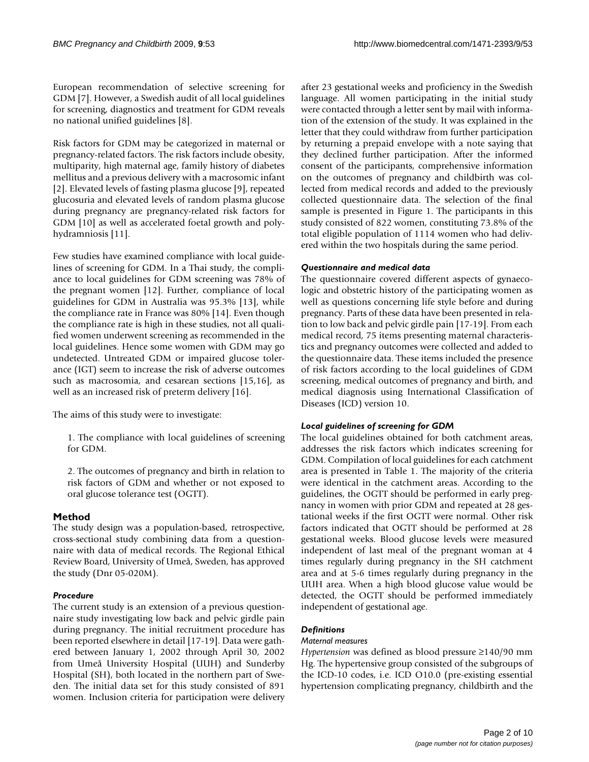European recommendation of selective screening for GDM [7]. However, a Swedish audit of all local guidelines for screening, diagnostics and treatment for GDM reveals no national unified guidelines [8].

Risk factors for GDM may be categorized in maternal or pregnancy-related factors. The risk factors include obesity, multiparity, high maternal age, family history of diabetes mellitus and a previous delivery with a macrosomic infant [2]. Elevated levels of fasting plasma glucose [9], repeated glucosuria and elevated levels of random plasma glucose during pregnancy are pregnancy-related risk factors for GDM [10] as well as accelerated foetal growth and polyhydramniosis [11].

Few studies have examined compliance with local guidelines of screening for GDM. In a Thai study, the compliance to local guidelines for GDM screening was 78% of the pregnant women [12]. Further, compliance of local guidelines for GDM in Australia was 95.3% [13], while the compliance rate in France was 80% [14]. Even though the compliance rate is high in these studies, not all qualified women underwent screening as recommended in the local guidelines. Hence some women with GDM may go undetected. Untreated GDM or impaired glucose tolerance (IGT) seem to increase the risk of adverse outcomes such as macrosomia, and cesarean sections [15,16], as well as an increased risk of preterm delivery [16].

The aims of this study were to investigate:

1. The compliance with local guidelines of screening for GDM.

2. The outcomes of pregnancy and birth in relation to risk factors of GDM and whether or not exposed to oral glucose tolerance test (OGTT).

## Method

The study design was a population-based, retrospective, cross-sectional study combining data from a questionnaire with data of medical records. The Regional Ethical Review Board, University of Umeå, Sweden, has approved the study (Dnr 05-020M).

### *Procedure*

The current study is an extension of a previous questionnaire study investigating low back and pelvic girdle pain during pregnancy. The initial recruitment procedure has been reported elsewhere in detail [17-19]. Data were gathered between January 1, 2002 through April 30, 2002 from Umeå University Hospital (UUH) and Sunderby Hospital (SH), both located in the northern part of Sweden. The initial data set for this study consisted of 891 women. Inclusion criteria for participation were delivery after 23 gestational weeks and proficiency in the Swedish language. All women participating in the initial study were contacted through a letter sent by mail with information of the extension of the study. It was explained in the letter that they could withdraw from further participation by returning a prepaid envelope with a note saying that they declined further participation. After the informed consent of the participants, comprehensive information on the outcomes of pregnancy and childbirth was collected from medical records and added to the previously collected questionnaire data. The selection of the final sample is presented in Figure 1. The participants in this study consisted of 822 women, constituting 73.8% of the total eligible population of 1114 women who had delivered within the two hospitals during the same period.

### *Questionnaire and medical data*

The questionnaire covered different aspects of gynaecologic and obstetric history of the participating women as well as questions concerning life style before and during pregnancy. Parts of these data have been presented in relation to low back and pelvic girdle pain [17-19]. From each medical record, 75 items presenting maternal characteristics and pregnancy outcomes were collected and added to the questionnaire data. These items included the presence of risk factors according to the local guidelines of GDM screening, medical outcomes of pregnancy and birth, and medical diagnosis using International Classification of Diseases (ICD) version 10.

### *Local guidelines of screening for GDM*

The local guidelines obtained for both catchment areas, addresses the risk factors which indicates screening for GDM. Compilation of local guidelines for each catchment area is presented in Table 1. The majority of the criteria were identical in the catchment areas. According to the guidelines, the OGTT should be performed in early pregnancy in women with prior GDM and repeated at 28 gestational weeks if the first OGTT were normal. Other risk factors indicated that OGTT should be performed at 28 gestational weeks. Blood glucose levels were measured independent of last meal of the pregnant woman at 4 times regularly during pregnancy in the SH catchment area and at 5-6 times regularly during pregnancy in the UUH area. When a high blood glucose value would be detected, the OGTT should be performed immediately independent of gestational age.

### *Definitions*

#### *Maternal measures*

*Hypertension* was defined as blood pressure ≥140/90 mm Hg. The hypertensive group consisted of the subgroups of the ICD-10 codes, i.e. ICD O10.0 (pre-existing essential hypertension complicating pregnancy, childbirth and the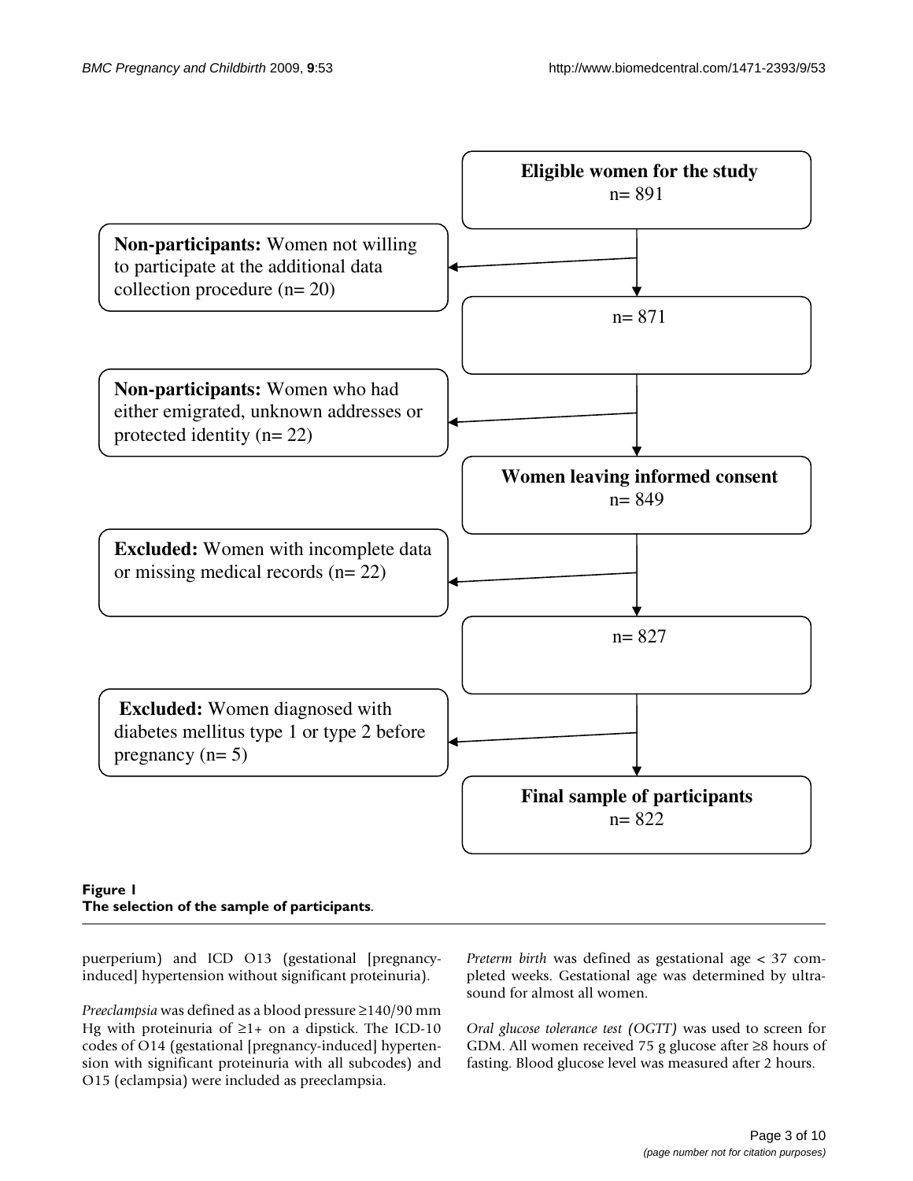Eligible women for the study
n= 891

Non-participants: Women not willing to participate at the additional data collection procedure (n= 20)

n= 871

Non-participants: Women who had either emigrated, unknown addresses or protected identity (n= 22)

Women leaving informed consent
n= 849

Excluded: Women with incomplete data or missing medical records (n= 22)

n= 827

Excluded: Women diagnosed with diabetes mellitus type 1 or type 2 before pregnancy (n= 5)

Final sample of participants
n= 822

**Figure 1**
**The selection of the sample of participants**.

puerperium) and ICD O13 (gestational [pregnancy-induced] hypertension without significant proteinuria).

*Preeclampsia* was defined as a blood pressure ≥140/90 mm Hg with proteinuria of ≥1+ on a dipstick. The ICD-10 codes of O14 (gestational [pregnancy-induced] hypertension with significant proteinuria with all subcodes) and O15 (eclampsia) were included as preeclampsia.

*Preterm birth* was defined as gestational age < 37 completed weeks. Gestational age was determined by ultrasound for almost all women.

*Oral glucose tolerance test (OGTT)* was used to screen for GDM. All women received 75 g glucose after ≥8 hours of fasting. Blood glucose level was measured after 2 hours.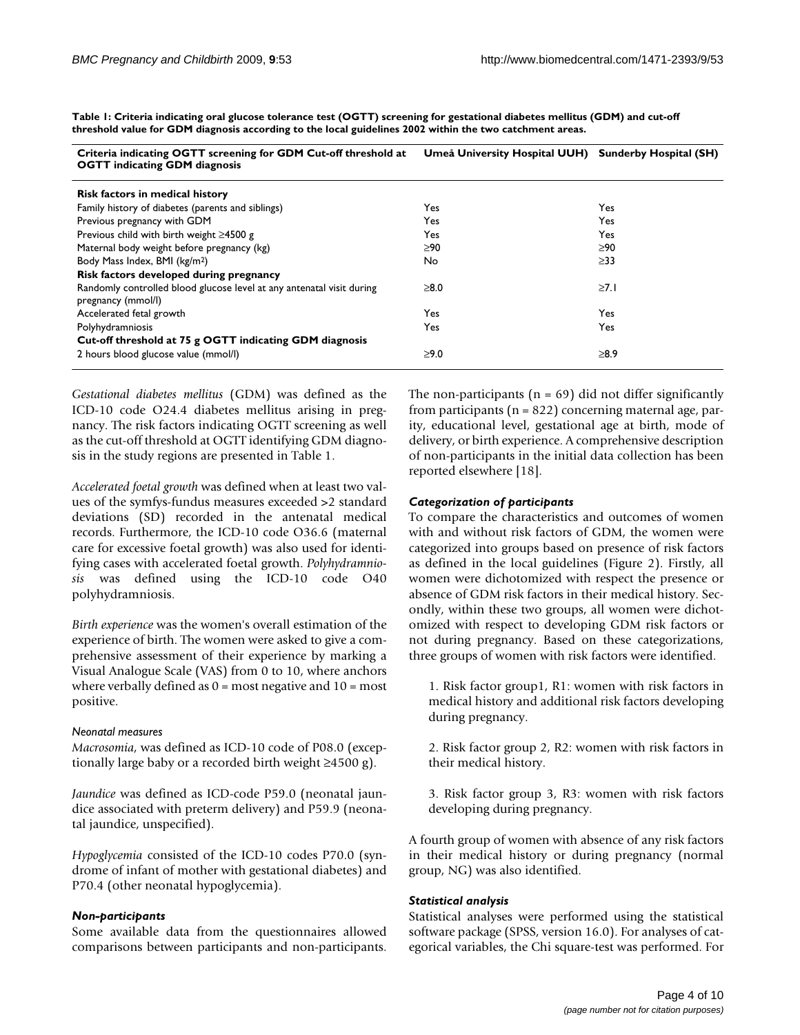**Table 1: Criteria indicating oral glucose tolerance test (OGTT) screening for gestational diabetes mellitus (GDM) and cut-off threshold value for GDM diagnosis according to the local guidelines 2002 within the two catchment areas.**

| Criteria indicating OGTT screening for GDM Cut-off threshold at OGTT indicating GDM diagnosis | Umeå University Hospital UUH) | Sunderby Hospital (SH) |
|---|---|---|
| **Risk factors in medical history** | | |
| Family history of diabetes (parents and siblings) | Yes | Yes |
| Previous pregnancy with GDM | Yes | Yes |
| Previous child with birth weight ≥4500 g | Yes | Yes |
| Maternal body weight before pregnancy (kg) | ≥90 | ≥90 |
| Body Mass Index, BMI (kg/m²) | No | ≥33 |
| **Risk factors developed during pregnancy** | | |
| Randomly controlled blood glucose level at any antenatal visit during pregnancy (mmol/l) | ≥8.0 | ≥7.1 |
| Accelerated fetal growth | Yes | Yes |
| Polyhydramniosis | Yes | Yes |
| **Cut-off threshold at 75 g OGTT indicating GDM diagnosis** | | |
| 2 hours blood glucose value (mmol/l) | ≥9.0 | ≥8.9 |

*Gestational diabetes mellitus* (GDM) was defined as the ICD-10 code O24.4 diabetes mellitus arising in pregnancy. The risk factors indicating OGTT screening as well as the cut-off threshold at OGTT identifying GDM diagnosis in the study regions are presented in Table 1.

*Accelerated foetal growth* was defined when at least two values of the symfys-fundus measures exceeded >2 standard deviations (SD) recorded in the antenatal medical records. Furthermore, the ICD-10 code O36.6 (maternal care for excessive foetal growth) was also used for identifying cases with accelerated foetal growth. *Polyhydramniosis* was defined using the ICD-10 code O40 polyhydramniosis.

*Birth experience* was the women's overall estimation of the experience of birth. The women were asked to give a comprehensive assessment of their experience by marking a Visual Analogue Scale (VAS) from 0 to 10, where anchors where verbally defined as 0 = most negative and 10 = most positive.

#### Neonatal measures

*Macrosomia*, was defined as ICD-10 code of P08.0 (exceptionally large baby or a recorded birth weight ≥4500 g).

*Jaundice* was defined as ICD-code P59.0 (neonatal jaundice associated with preterm delivery) and P59.9 (neonatal jaundice, unspecified).

*Hypoglycemia* consisted of the ICD-10 codes P70.0 (syndrome of infant of mother with gestational diabetes) and P70.4 (other neonatal hypoglycemia).

### Non-participants

Some available data from the questionnaires allowed comparisons between participants and non-participants. The non-participants (n = 69) did not differ significantly from participants (n = 822) concerning maternal age, parity, educational level, gestational age at birth, mode of delivery, or birth experience. A comprehensive description of non-participants in the initial data collection has been reported elsewhere [18].

### Categorization of participants

To compare the characteristics and outcomes of women with and without risk factors of GDM, the women were categorized into groups based on presence of risk factors as defined in the local guidelines (Figure 2). Firstly, all women were dichotomized with respect the presence or absence of GDM risk factors in their medical history. Secondly, within these two groups, all women were dichotomized with respect to developing GDM risk factors or not during pregnancy. Based on these categorizations, three groups of women with risk factors were identified.

1. Risk factor group1, R1: women with risk factors in medical history and additional risk factors developing during pregnancy.

2. Risk factor group 2, R2: women with risk factors in their medical history.

3. Risk factor group 3, R3: women with risk factors developing during pregnancy.

A fourth group of women with absence of any risk factors in their medical history or during pregnancy (normal group, NG) was also identified.

### Statistical analysis

Statistical analyses were performed using the statistical software package (SPSS, version 16.0). For analyses of categorical variables, the Chi square-test was performed. For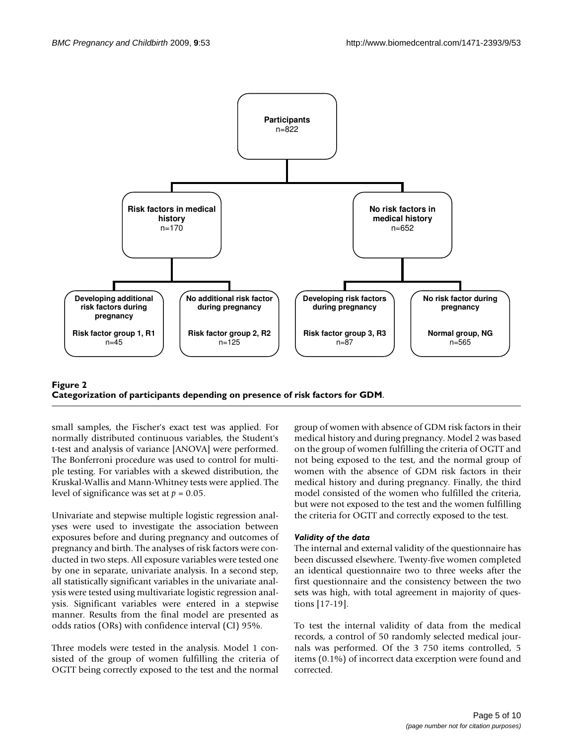Participants
n=822

Risk factors in medical history
n=170

No risk factors in medical history
n=652

Developing additional risk factors during pregnancy

Risk factor group 1, R1
n=45

No additional risk factor during pregnancy

Risk factor group 2, R2
n=125

Developing risk factors during pregnancy

Risk factor group 3, R3
n=87

No risk factor during pregnancy

Normal group, NG
n=565

**Figure 2**
**Categorization of participants depending on presence of risk factors for GDM**.

small samples, the Fischer's exact test was applied. For normally distributed continuous variables, the Student's t-test and analysis of variance [ANOVA] were performed. The Bonferroni procedure was used to control for multiple testing. For variables with a skewed distribution, the Kruskal-Wallis and Mann-Whitney tests were applied. The level of significance was set at $p = 0.05$.

Univariate and stepwise multiple logistic regression analyses were used to investigate the association between exposures before and during pregnancy and outcomes of pregnancy and birth. The analyses of risk factors were conducted in two steps. All exposure variables were tested one by one in separate, univariate analysis. In a second step, all statistically significant variables in the univariate analysis were tested using multivariate logistic regression analysis. Significant variables were entered in a stepwise manner. Results from the final model are presented as odds ratios (ORs) with confidence interval (CI) 95%.

Three models were tested in the analysis. Model 1 consisted of the group of women fulfilling the criteria of OGTT being correctly exposed to the test and the normal group of women with absence of GDM risk factors in their medical history and during pregnancy. Model 2 was based on the group of women fulfilling the criteria of OGTT and not being exposed to the test, and the normal group of women with the absence of GDM risk factors in their medical history and during pregnancy. Finally, the third model consisted of the women who fulfilled the criteria, but were not exposed to the test and the women fulfilling the criteria for OGTT and correctly exposed to the test.

#### *Validity of the data*

The internal and external validity of the questionnaire has been discussed elsewhere. Twenty-five women completed an identical questionnaire two to three weeks after the first questionnaire and the consistency between the two sets was high, with total agreement in majority of questions [17-19].

To test the internal validity of data from the medical records, a control of 50 randomly selected medical journals was performed. Of the 3 750 items controlled, 5 items (0.1%) of incorrect data excerption were found and corrected.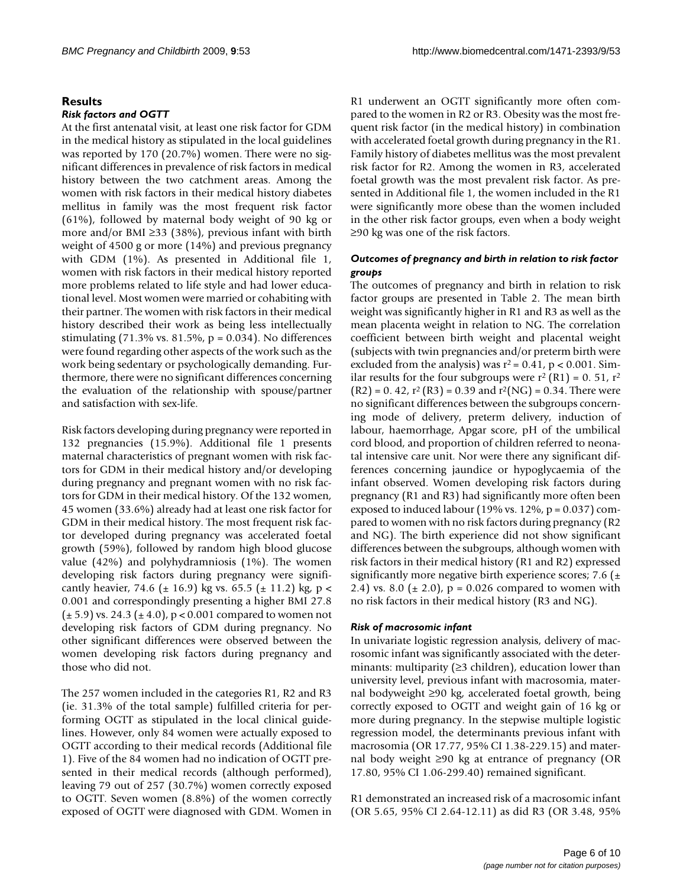## Results

### *Risk factors and OGTT*

At the first antenatal visit, at least one risk factor for GDM in the medical history as stipulated in the local guidelines was reported by 170 (20.7%) women. There were no significant differences in prevalence of risk factors in medical history between the two catchment areas. Among the women with risk factors in their medical history diabetes mellitus in family was the most frequent risk factor (61%), followed by maternal body weight of 90 kg or more and/or BMI ≥33 (38%), previous infant with birth weight of 4500 g or more (14%) and previous pregnancy with GDM (1%). As presented in Additional file 1, women with risk factors in their medical history reported more problems related to life style and had lower educational level. Most women were married or cohabiting with their partner. The women with risk factors in their medical history described their work as being less intellectually stimulating (71.3% vs. 81.5%, $p = 0.034$). No differences were found regarding other aspects of the work such as the work being sedentary or psychologically demanding. Furthermore, there were no significant differences concerning the evaluation of the relationship with spouse/partner and satisfaction with sex-life.

Risk factors developing during pregnancy were reported in 132 pregnancies (15.9%). Additional file 1 presents maternal characteristics of pregnant women with risk factors for GDM in their medical history and/or developing during pregnancy and pregnant women with no risk factors for GDM in their medical history. Of the 132 women, 45 women (33.6%) already had at least one risk factor for GDM in their medical history. The most frequent risk factor developed during pregnancy was accelerated foetal growth (59%), followed by random high blood glucose value (42%) and polyhydramniosis (1%). The women developing risk factors during pregnancy were significantly heavier, 74.6 (± 16.9) kg vs. 65.5 (± 11.2) kg, $p < 0.001$ and correspondingly presenting a higher BMI 27.8 (± 5.9) vs. 24.3 (± 4.0), $p < 0.001$ compared to women not developing risk factors of GDM during pregnancy. No other significant differences were observed between the women developing risk factors during pregnancy and those who did not.

The 257 women included in the categories R1, R2 and R3 (ie. 31.3% of the total sample) fulfilled criteria for performing OGTT as stipulated in the local clinical guidelines. However, only 84 women were actually exposed to OGTT according to their medical records (Additional file 1). Five of the 84 women had no indication of OGTT presented in their medical records (although performed), leaving 79 out of 257 (30.7%) women correctly exposed to OGTT. Seven women (8.8%) of the women correctly exposed of OGTT were diagnosed with GDM. Women in R1 underwent an OGTT significantly more often compared to the women in R2 or R3. Obesity was the most frequent risk factor (in the medical history) in combination with accelerated foetal growth during pregnancy in the R1. Family history of diabetes mellitus was the most prevalent risk factor for R2. Among the women in R3, accelerated foetal growth was the most prevalent risk factor. As presented in Additional file 1, the women included in the R1 were significantly more obese than the women included in the other risk factor groups, even when a body weight ≥90 kg was one of the risk factors.

### *Outcomes of pregnancy and birth in relation to risk factor groups*

The outcomes of pregnancy and birth in relation to risk factor groups are presented in Table 2. The mean birth weight was significantly higher in R1 and R3 as well as the mean placenta weight in relation to NG. The correlation coefficient between birth weight and placental weight (subjects with twin pregnancies and/or preterm birth were excluded from the analysis) was $r^2 = 0.41$, $p < 0.001$. Similar results for the four subgroups were $r^2$ (R1) = 0. 51, $r^2$ (R2) = 0. 42, $r^2$ (R3) = 0.39 and $r^2$(NG) = 0.34. There were no significant differences between the subgroups concerning mode of delivery, preterm delivery, induction of labour, haemorrhage, Apgar score, pH of the umbilical cord blood, and proportion of children referred to neonatal intensive care unit. Nor were there any significant differences concerning jaundice or hypoglycaemia of the infant observed. Women developing risk factors during pregnancy (R1 and R3) had significantly more often been exposed to induced labour (19% vs. 12%, $p = 0.037$) compared to women with no risk factors during pregnancy (R2 and NG). The birth experience did not show significant differences between the subgroups, although women with risk factors in their medical history (R1 and R2) expressed significantly more negative birth experience scores; 7.6 (± 2.4) vs. 8.0 (± 2.0), $p = 0.026$ compared to women with no risk factors in their medical history (R3 and NG).

### *Risk of macrosomic infant*

In univariate logistic regression analysis, delivery of macrosomic infant was significantly associated with the determinants: multiparity (≥3 children), education lower than university level, previous infant with macrosomia, maternal bodyweight ≥90 kg, accelerated foetal growth, being correctly exposed to OGTT and weight gain of 16 kg or more during pregnancy. In the stepwise multiple logistic regression model, the determinants previous infant with macrosomia (OR 17.77, 95% CI 1.38-229.15) and maternal body weight ≥90 kg at entrance of pregnancy (OR 17.80, 95% CI 1.06-299.40) remained significant.

R1 demonstrated an increased risk of a macrosomic infant (OR 5.65, 95% CI 2.64-12.11) as did R3 (OR 3.48, 95%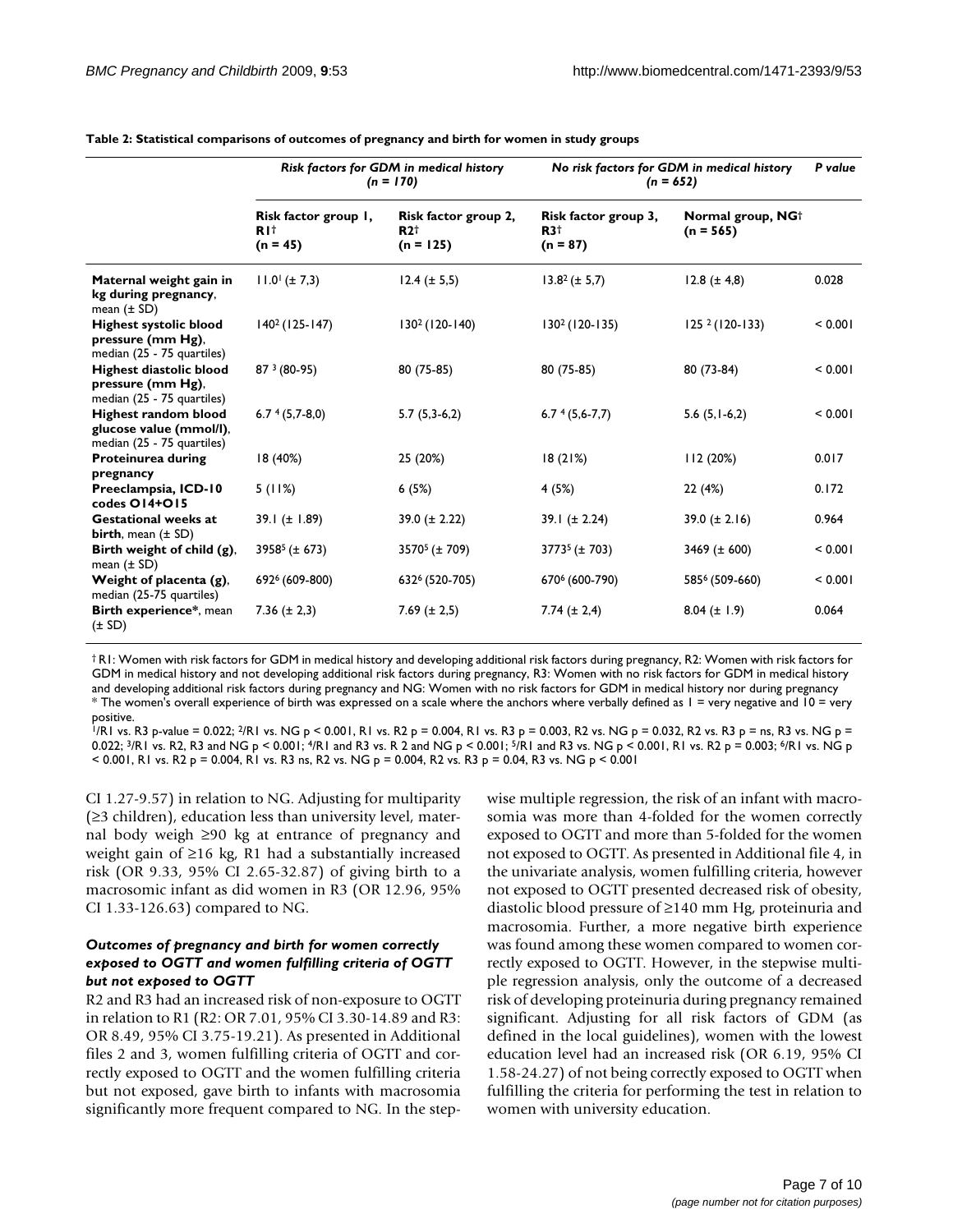**Table 2: Statistical comparisons of outcomes of pregnancy and birth for women in study groups**

| | *Risk factors for GDM in medical history (n = 170)* | | *No risk factors for GDM in medical history (n = 652)* | | *P value* |
|---|---|---|---|---|---|
| | **Risk factor group 1, R1† (n = 45)** | **Risk factor group 2, R2† (n = 125)** | **Risk factor group 3, R3† (n = 87)** | **Normal group, NG† (n = 565)** | |
| **Maternal weight gain in kg during pregnancy**, mean (± SD) | 11.0[1] (± 7,3) | 12.4 (± 5,5) | 13.8[2] (± 5,7) | 12.8 (± 4,8) | 0.028 |
| **Highest systolic blood pressure (mm Hg)**, median (25 - 75 quartiles) | 140[2] (125-147) | 130[2] (120-140) | 130[2] (120-135) | 125 [2] (120-133) | < 0.001 |
| **Highest diastolic blood pressure (mm Hg)**, median (25 - 75 quartiles) | 87 [3] (80-95) | 80 (75-85) | 80 (75-85) | 80 (73-84) | < 0.001 |
| **Highest random blood glucose value (mmol/l)**, median (25 - 75 quartiles) | 6.7 [4] (5,7-8,0) | 5.7 (5,3-6,2) | 6.7 [4] (5,6-7,7) | 5.6 (5,1-6,2) | < 0.001 |
| **Proteinurea during pregnancy** | 18 (40%) | 25 (20%) | 18 (21%) | 112 (20%) | 0.017 |
| **Preeclampsia, ICD-10 codes O14+O15** | 5 (11%) | 6 (5%) | 4 (5%) | 22 (4%) | 0.172 |
| **Gestational weeks at birth**, mean (± SD) | 39.1 (± 1.89) | 39.0 (± 2.22) | 39.1 (± 2.24) | 39.0 (± 2.16) | 0.964 |
| **Birth weight of child (g)**, mean (± SD) | 3958[5] (± 673) | 3570[5] (± 709) | 3773[5] (± 703) | 3469 (± 600) | < 0.001 |
| **Weight of placenta (g)**, median (25-75 quartiles) | 692[6] (609-800) | 632[6] (520-705) | 670[6] (600-790) | 585[6] (509-660) | < 0.001 |
| **Birth experience***, mean (± SD) | 7.36 (± 2,3) | 7.69 (± 2,5) | 7.74 (± 2,4) | 8.04 (± 1.9) | 0.064 |

† R1: Women with risk factors for GDM in medical history and developing additional risk factors during pregnancy, R2: Women with risk factors for GDM in medical history and not developing additional risk factors during pregnancy, R3: Women with no risk factors for GDM in medical history and developing additional risk factors during pregnancy and NG: Women with no risk factors for GDM in medical history nor during pregnancy
* The women's overall experience of birth was expressed on a scale where the anchors where verbally defined as 1 = very negative and 10 = very positive.
[1]/R1 vs. R3 p-value = 0.022; [2]/R1 vs. NG p < 0.001, R1 vs. R2 p = 0.004, R1 vs. R3 p = 0.003, R2 vs. NG p = 0.032, R2 vs. R3 p = ns, R3 vs. NG p = 0.022; [3]/R1 vs. R2, R3 and NG p < 0.001; [4]/R1 and R3 vs. R 2 and NG p < 0.001; [5]/R1 and R3 vs. NG p < 0.001, R1 vs. R2 p = 0.003; [6]/R1 vs. NG p < 0.001, R1 vs. R2 p = 0.004, R1 vs. R3 ns, R2 vs. NG p = 0.004, R2 vs. R3 p = 0.04, R3 vs. NG p < 0.001

CI 1.27-9.57) in relation to NG. Adjusting for multiparity (≥3 children), education less than university level, maternal body weigh ≥90 kg at entrance of pregnancy and weight gain of ≥16 kg, R1 had a substantially increased risk (OR 9.33, 95% CI 2.65-32.87) of giving birth to a macrosomic infant as did women in R3 (OR 12.96, 95% CI 1.33-126.63) compared to NG.

### *Outcomes of pregnancy and birth for women correctly exposed to OGTT and women fulfilling criteria of OGTT but not exposed to OGTT*

R2 and R3 had an increased risk of non-exposure to OGTT in relation to R1 (R2: OR 7.01, 95% CI 3.30-14.89 and R3: OR 8.49, 95% CI 3.75-19.21). As presented in Additional files 2 and 3, women fulfilling criteria of OGTT and correctly exposed to OGTT and the women fulfilling criteria but not exposed, gave birth to infants with macrosomia significantly more frequent compared to NG. In the stepwise multiple regression, the risk of an infant with macrosomia was more than 4-folded for the women correctly exposed to OGTT and more than 5-folded for the women not exposed to OGTT. As presented in Additional file 4, in the univariate analysis, women fulfilling criteria, however not exposed to OGTT presented decreased risk of obesity, diastolic blood pressure of ≥140 mm Hg, proteinuria and macrosomia. Further, a more negative birth experience was found among these women compared to women correctly exposed to OGTT. However, in the stepwise multiple regression analysis, only the outcome of a decreased risk of developing proteinuria during pregnancy remained significant. Adjusting for all risk factors of GDM (as defined in the local guidelines), women with the lowest education level had an increased risk (OR 6.19, 95% CI 1.58-24.27) of not being correctly exposed to OGTT when fulfilling the criteria for performing the test in relation to women with university education.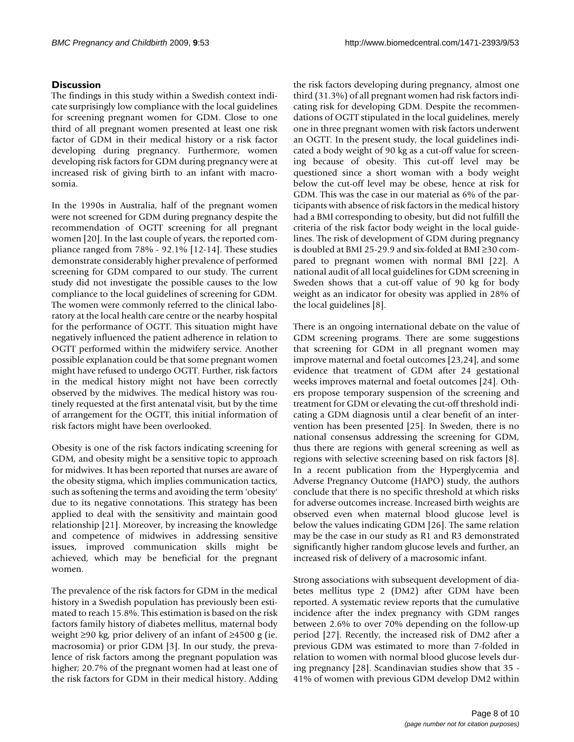## Discussion

The findings in this study within a Swedish context indicate surprisingly low compliance with the local guidelines for screening pregnant women for GDM. Close to one third of all pregnant women presented at least one risk factor of GDM in their medical history or a risk factor developing during pregnancy. Furthermore, women developing risk factors for GDM during pregnancy were at increased risk of giving birth to an infant with macrosomia.

In the 1990s in Australia, half of the pregnant women were not screened for GDM during pregnancy despite the recommendation of OGTT screening for all pregnant women [20]. In the last couple of years, the reported compliance ranged from 78% - 92.1% [12-14]. These studies demonstrate considerably higher prevalence of performed screening for GDM compared to our study. The current study did not investigate the possible causes to the low compliance to the local guidelines of screening for GDM. The women were commonly referred to the clinical laboratory at the local health care centre or the nearby hospital for the performance of OGTT. This situation might have negatively influenced the patient adherence in relation to OGTT performed within the midwifery service. Another possible explanation could be that some pregnant women might have refused to undergo OGTT. Further, risk factors in the medical history might not have been correctly observed by the midwives. The medical history was routinely requested at the first antenatal visit, but by the time of arrangement for the OGTT, this initial information of risk factors might have been overlooked.

Obesity is one of the risk factors indicating screening for GDM, and obesity might be a sensitive topic to approach for midwives. It has been reported that nurses are aware of the obesity stigma, which implies communication tactics, such as softening the terms and avoiding the term 'obesity' due to its negative connotations. This strategy has been applied to deal with the sensitivity and maintain good relationship [21]. Moreover, by increasing the knowledge and competence of midwives in addressing sensitive issues, improved communication skills might be achieved, which may be beneficial for the pregnant women.

The prevalence of the risk factors for GDM in the medical history in a Swedish population has previously been estimated to reach 15.8%. This estimation is based on the risk factors family history of diabetes mellitus, maternal body weight ≥90 kg, prior delivery of an infant of ≥4500 g (ie. macrosomia) or prior GDM [3]. In our study, the prevalence of risk factors among the pregnant population was higher; 20.7% of the pregnant women had at least one of the risk factors for GDM in their medical history. Adding the risk factors developing during pregnancy, almost one third (31.3%) of all pregnant women had risk factors indicating risk for developing GDM. Despite the recommendations of OGTT stipulated in the local guidelines, merely one in three pregnant women with risk factors underwent an OGTT. In the present study, the local guidelines indicated a body weight of 90 kg as a cut-off value for screening because of obesity. This cut-off level may be questioned since a short woman with a body weight below the cut-off level may be obese, hence at risk for GDM. This was the case in our material as 6% of the participants with absence of risk factors in the medical history had a BMI corresponding to obesity, but did not fulfill the criteria of the risk factor body weight in the local guidelines. The risk of development of GDM during pregnancy is doubled at BMI 25-29.9 and six-folded at BMI ≥30 compared to pregnant women with normal BMI [22]. A national audit of all local guidelines for GDM screening in Sweden shows that a cut-off value of 90 kg for body weight as an indicator for obesity was applied in 28% of the local guidelines [8].

There is an ongoing international debate on the value of GDM screening programs. There are some suggestions that screening for GDM in all pregnant women may improve maternal and foetal outcomes [23,24], and some evidence that treatment of GDM after 24 gestational weeks improves maternal and foetal outcomes [24]. Others propose temporary suspension of the screening and treatment for GDM or elevating the cut-off threshold indicating a GDM diagnosis until a clear benefit of an intervention has been presented [25]. In Sweden, there is no national consensus addressing the screening for GDM, thus there are regions with general screening as well as regions with selective screening based on risk factors [8]. In a recent publication from the Hyperglycemia and Adverse Pregnancy Outcome (HAPO) study, the authors conclude that there is no specific threshold at which risks for adverse outcomes increase. Increased birth weights are observed even when maternal blood glucose level is below the values indicating GDM [26]. The same relation may be the case in our study as R1 and R3 demonstrated significantly higher random glucose levels and further, an increased risk of delivery of a macrosomic infant.

Strong associations with subsequent development of diabetes mellitus type 2 (DM2) after GDM have been reported. A systematic review reports that the cumulative incidence after the index pregnancy with GDM ranges between 2.6% to over 70% depending on the follow-up period [27]. Recently, the increased risk of DM2 after a previous GDM was estimated to more than 7-folded in relation to women with normal blood glucose levels during pregnancy [28]. Scandinavian studies show that 35 - 41% of women with previous GDM develop DM2 within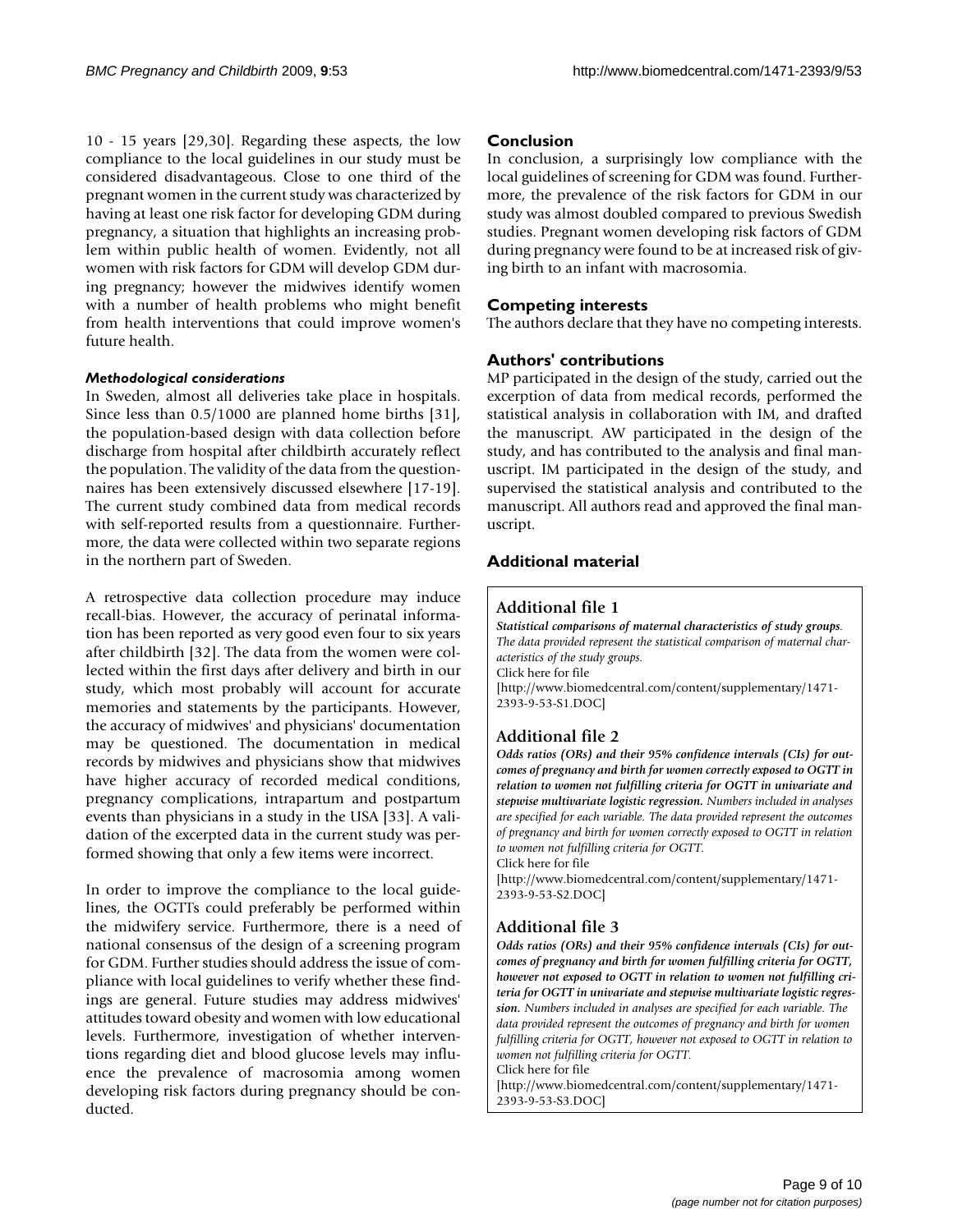10 - 15 years [29,30]. Regarding these aspects, the low compliance to the local guidelines in our study must be considered disadvantageous. Close to one third of the pregnant women in the current study was characterized by having at least one risk factor for developing GDM during pregnancy, a situation that highlights an increasing problem within public health of women. Evidently, not all women with risk factors for GDM will develop GDM during pregnancy; however the midwives identify women with a number of health problems who might benefit from health interventions that could improve women's future health.

#### *Methodological considerations*

In Sweden, almost all deliveries take place in hospitals. Since less than 0.5/1000 are planned home births [31], the population-based design with data collection before discharge from hospital after childbirth accurately reflect the population. The validity of the data from the questionnaires has been extensively discussed elsewhere [17-19]. The current study combined data from medical records with self-reported results from a questionnaire. Furthermore, the data were collected within two separate regions in the northern part of Sweden.

A retrospective data collection procedure may induce recall-bias. However, the accuracy of perinatal information has been reported as very good even four to six years after childbirth [32]. The data from the women were collected within the first days after delivery and birth in our study, which most probably will account for accurate memories and statements by the participants. However, the accuracy of midwives' and physicians' documentation may be questioned. The documentation in medical records by midwives and physicians show that midwives have higher accuracy of recorded medical conditions, pregnancy complications, intrapartum and postpartum events than physicians in a study in the USA [33]. A validation of the excerpted data in the current study was performed showing that only a few items were incorrect.

In order to improve the compliance to the local guidelines, the OGTTs could preferably be performed within the midwifery service. Furthermore, there is a need of national consensus of the design of a screening program for GDM. Further studies should address the issue of compliance with local guidelines to verify whether these findings are general. Future studies may address midwives' attitudes toward obesity and women with low educational levels. Furthermore, investigation of whether interventions regarding diet and blood glucose levels may influence the prevalence of macrosomia among women developing risk factors during pregnancy should be conducted.

### Conclusion

In conclusion, a surprisingly low compliance with the local guidelines of screening for GDM was found. Furthermore, the prevalence of the risk factors for GDM in our study was almost doubled compared to previous Swedish studies. Pregnant women developing risk factors of GDM during pregnancy were found to be at increased risk of giving birth to an infant with macrosomia.

### Competing interests

The authors declare that they have no competing interests.

### Authors' contributions

MP participated in the design of the study, carried out the excerption of data from medical records, performed the statistical analysis in collaboration with IM, and drafted the manuscript. AW participated in the design of the study, and has contributed to the analysis and final manuscript. IM participated in the design of the study, and supervised the statistical analysis and contributed to the manuscript. All authors read and approved the final manuscript.

### Additional material

#### Additional file 1

***Statistical comparisons of maternal characteristics of study groups.*** *The data provided represent the statistical comparison of maternal characteristics of the study groups.*
Click here for file
[http://www.biomedcentral.com/content/supplementary/1471-2393-9-53-S1.DOC]

#### Additional file 2

***Odds ratios (ORs) and their 95% confidence intervals (CIs) for outcomes of pregnancy and birth for women correctly exposed to OGTT in relation to women not fulfilling criteria for OGTT in univariate and stepwise multivariate logistic regression.*** *Numbers included in analyses are specified for each variable. The data provided represent the outcomes of pregnancy and birth for women correctly exposed to OGTT in relation to women not fulfilling criteria for OGTT.*
Click here for file
[http://www.biomedcentral.com/content/supplementary/1471-2393-9-53-S2.DOC]

#### Additional file 3

***Odds ratios (ORs) and their 95% confidence intervals (CIs) for outcomes of pregnancy and birth for women fulfilling criteria for OGTT, however not exposed to OGTT in relation to women not fulfilling criteria for OGTT in univariate and stepwise multivariate logistic regression.*** *Numbers included in analyses are specified for each variable. The data provided represent the outcomes of pregnancy and birth for women fulfilling criteria for OGTT, however not exposed to OGTT in relation to women not fulfilling criteria for OGTT.*
Click here for file
[http://www.biomedcentral.com/content/supplementary/1471-2393-9-53-S3.DOC]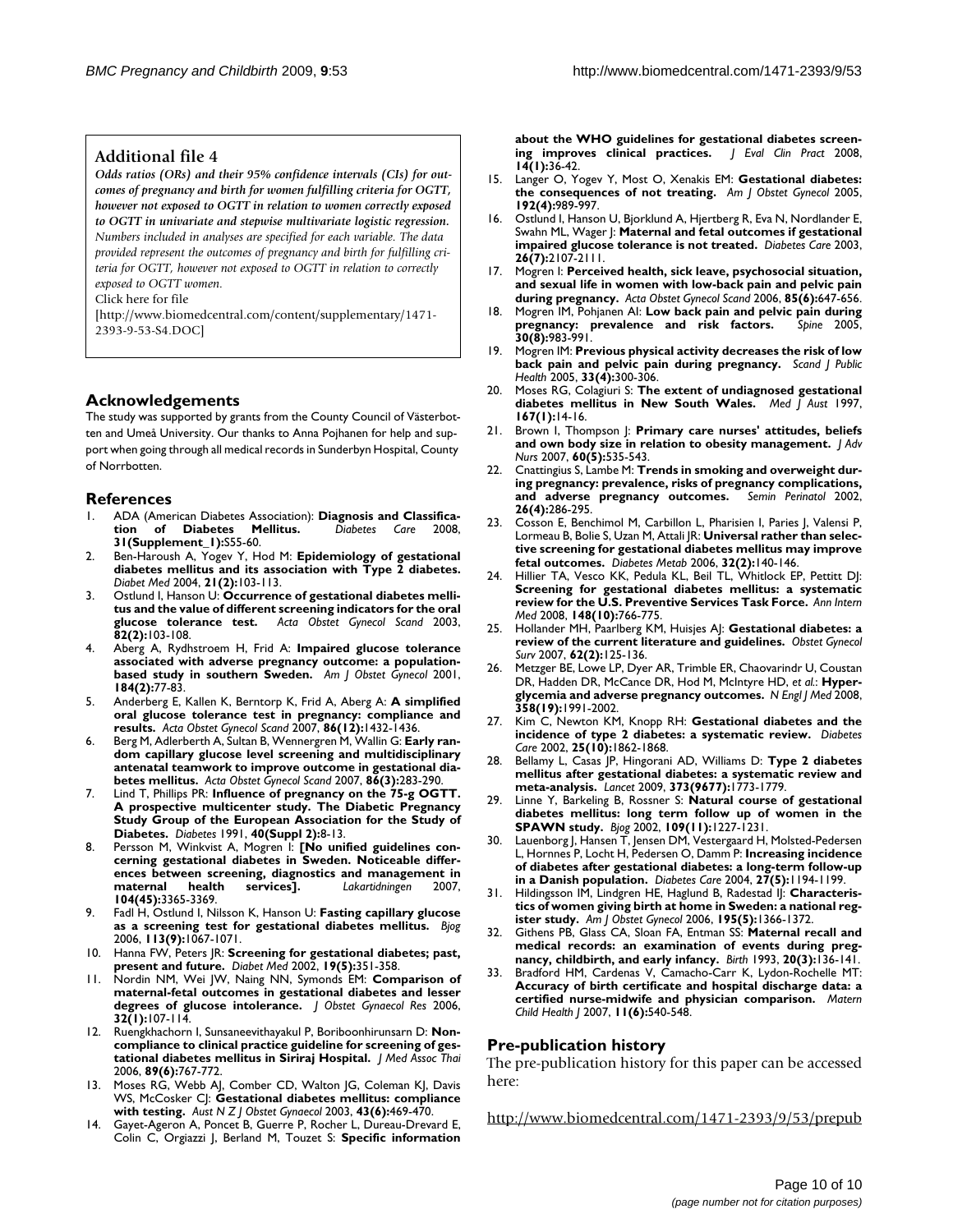### Additional file 4

***Odds ratios (ORs) and their 95% confidence intervals (CIs) for outcomes of pregnancy and birth for women fulfilling criteria for OGTT, however not exposed to OGTT in relation to women correctly exposed to OGTT in univariate and stepwise multivariate logistic regression.*** *Numbers included in analyses are specified for each variable. The data provided represent the outcomes of pregnancy and birth for fulfilling criteria for OGTT, however not exposed to OGTT in relation to correctly exposed to OGTT women.*

Click here for file

[http://www.biomedcentral.com/content/supplementary/1471-2393-9-53-S4.DOC]

## Acknowledgements

The study was supported by grants from the County Council of Västerbotten and Umeå University. Our thanks to Anna Pojhanen for help and support when going through all medical records in Sunderbyn Hospital, County of Norrbotten.

## References

1. ADA (American Diabetes Association): **Diagnosis and Classification of Diabetes Mellitus.** *Diabetes Care* 2008, **31(Supplement_1):**S55-60.
2. Ben-Haroush A, Yogev Y, Hod M: **Epidemiology of gestational diabetes mellitus and its association with Type 2 diabetes.** *Diabet Med* 2004, **21(2):**103-113.
3. Ostlund I, Hanson U: **Occurrence of gestational diabetes mellitus and the value of different screening indicators for the oral glucose tolerance test.** *Acta Obstet Gynecol Scand* 2003, **82(2):**103-108.
4. Aberg A, Rydhstroem H, Frid A: **Impaired glucose tolerance associated with adverse pregnancy outcome: a population-based study in southern Sweden.** *Am J Obstet Gynecol* 2001, **184(2):**77-83.
5. Anderberg E, Kallen K, Berntorp K, Frid A, Aberg A: **A simplified oral glucose tolerance test in pregnancy: compliance and results.** *Acta Obstet Gynecol Scand* 2007, **86(12):**1432-1436.
6. Berg M, Adlerberth A, Sultan B, Wennergren M, Wallin G: **Early random capillary glucose level screening and multidisciplinary antenatal teamwork to improve outcome in gestational diabetes mellitus.** *Acta Obstet Gynecol Scand* 2007, **86(3):**283-290.
7. Lind T, Phillips PR: **Influence of pregnancy on the 75-g OGTT. A prospective multicenter study. The Diabetic Pregnancy Study Group of the European Association for the Study of Diabetes.** *Diabetes* 1991, **40(Suppl 2):**8-13.
8. Persson M, Winkvist A, Mogren I: **[No unified guidelines concerning gestational diabetes in Sweden. Noticeable differences between screening, diagnostics and management in maternal health services].** *Lakartidningen* 2007, **104(45):**3365-3369.
9. Fadl H, Ostlund I, Nilsson K, Hanson U: **Fasting capillary glucose as a screening test for gestational diabetes mellitus.** *Bjog* 2006, **113(9):**1067-1071.
10. Hanna FW, Peters JR: **Screening for gestational diabetes; past, present and future.** *Diabet Med* 2002, **19(5):**351-358.
11. Nordin NM, Wei JW, Naing NN, Symonds EM: **Comparison of maternal-fetal outcomes in gestational diabetes and lesser degrees of glucose intolerance.** *J Obstet Gynaecol Res* 2006, **32(1):**107-114.
12. Ruengkhachorn I, Sunsaneevithayakul P, Boriboonhirunsarn D: **Non-compliance to clinical practice guideline for screening of gestational diabetes mellitus in Siriraj Hospital.** *J Med Assoc Thai* 2006, **89(6):**767-772.
13. Moses RG, Webb AJ, Comber CD, Walton JG, Coleman KJ, Davis WS, McCosker CJ: **Gestational diabetes mellitus: compliance with testing.** *Aust N Z J Obstet Gynaecol* 2003, **43(6):**469-470.
14. Gayet-Ageron A, Poncet B, Guerre P, Rocher L, Dureau-Drevard E, Colin C, Orgiazzi J, Berland M, Touzet S: **Specific information about the WHO guidelines for gestational diabetes screening improves clinical practices.** *J Eval Clin Pract* 2008, **14(1):**36-42.
15. Langer O, Yogev Y, Most O, Xenakis EM: **Gestational diabetes: the consequences of not treating.** *Am J Obstet Gynecol* 2005, **192(4):**989-997.
16. Ostlund I, Hanson U, Bjorklund A, Hjertberg R, Eva N, Nordlander E, Swahn ML, Wager J: **Maternal and fetal outcomes if gestational impaired glucose tolerance is not treated.** *Diabetes Care* 2003, **26(7):**2107-2111.
17. Mogren I: **Perceived health, sick leave, psychosocial situation, and sexual life in women with low-back pain and pelvic pain during pregnancy.** *Acta Obstet Gynecol Scand* 2006, **85(6):**647-656.
18. Mogren IM, Pohjanen AI: **Low back pain and pelvic pain during pregnancy: prevalence and risk factors.** *Spine* 2005, **30(8):**983-991.
19. Mogren IM: **Previous physical activity decreases the risk of low back pain and pelvic pain during pregnancy.** *Scand J Public Health* 2005, **33(4):**300-306.
20. Moses RG, Colagiuri S: **The extent of undiagnosed gestational diabetes mellitus in New South Wales.** *Med J Aust* 1997, **167(1):**14-16.
21. Brown I, Thompson J: **Primary care nurses' attitudes, beliefs and own body size in relation to obesity management.** *J Adv Nurs* 2007, **60(5):**535-543.
22. Cnattingius S, Lambe M: **Trends in smoking and overweight during pregnancy: prevalence, risks of pregnancy complications, and adverse pregnancy outcomes.** *Semin Perinatol* 2002, **26(4):**286-295.
23. Cosson E, Benchimol M, Carbillon L, Pharisien I, Paries J, Valensi P, Lormeau B, Bolie S, Uzan M, Attali JR: **Universal rather than selective screening for gestational diabetes mellitus may improve fetal outcomes.** *Diabetes Metab* 2006, **32(2):**140-146.
24. Hillier TA, Vesco KK, Pedula KL, Beil TL, Whitlock EP, Pettitt DJ: **Screening for gestational diabetes mellitus: a systematic review for the U.S. Preventive Services Task Force.** *Ann Intern Med* 2008, **148(10):**766-775.
25. Hollander MH, Paarlberg KM, Huisjes AJ: **Gestational diabetes: a review of the current literature and guidelines.** *Obstet Gynecol Surv* 2007, **62(2):**125-136.
26. Metzger BE, Lowe LP, Dyer AR, Trimble ER, Chaovarindr U, Coustan DR, Hadden DR, McCance DR, Hod M, McIntyre HD, *et al.*: **Hyperglycemia and adverse pregnancy outcomes.** *N Engl J Med* 2008, **358(19):**1991-2002.
27. Kim C, Newton KM, Knopp RH: **Gestational diabetes and the incidence of type 2 diabetes: a systematic review.** *Diabetes Care* 2002, **25(10):**1862-1868.
28. Bellamy L, Casas JP, Hingorani AD, Williams D: **Type 2 diabetes mellitus after gestational diabetes: a systematic review and meta-analysis.** *Lancet* 2009, **373(9677):**1773-1779.
29. Linne Y, Barkeling B, Rossner S: **Natural course of gestational diabetes mellitus: long term follow up of women in the SPAWN study.** *Bjog* 2002, **109(11):**1227-1231.
30. Lauenborg J, Hansen T, Jensen DM, Vestergaard H, Molsted-Pedersen L, Hornnes P, Locht H, Pedersen O, Damm P: **Increasing incidence of diabetes after gestational diabetes: a long-term follow-up in a Danish population.** *Diabetes Care* 2004, **27(5):**1194-1199.
31. Hildingsson IM, Lindgren HE, Haglund B, Radestad IJ: **Characteristics of women giving birth at home in Sweden: a national register study.** *Am J Obstet Gynecol* 2006, **195(5):**1366-1372.
32. Githens PB, Glass CA, Sloan FA, Entman SS: **Maternal recall and medical records: an examination of events during pregnancy, childbirth, and early infancy.** *Birth* 1993, **20(3):**136-141.
33. Bradford HM, Cardenas V, Camacho-Carr K, Lydon-Rochelle MT: **Accuracy of birth certificate and hospital discharge data: a certified nurse-midwife and physician comparison.** *Matern Child Health J* 2007, **11(6):**540-548.

## Pre-publication history

The pre-publication history for this paper can be accessed here:

http://www.biomedcentral.com/1471-2393/9/53/prepub